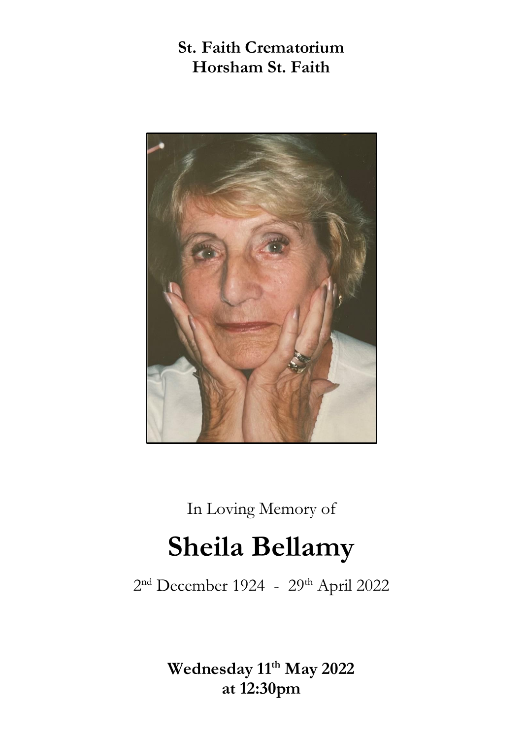**St. Faith Crematorium**
**Horsham St. Faith**

In Loving Memory of

# Sheila Bellamy

2nd December 1924 - 29th April 2022

**Wednesday 11th May 2022**
**at 12:30pm**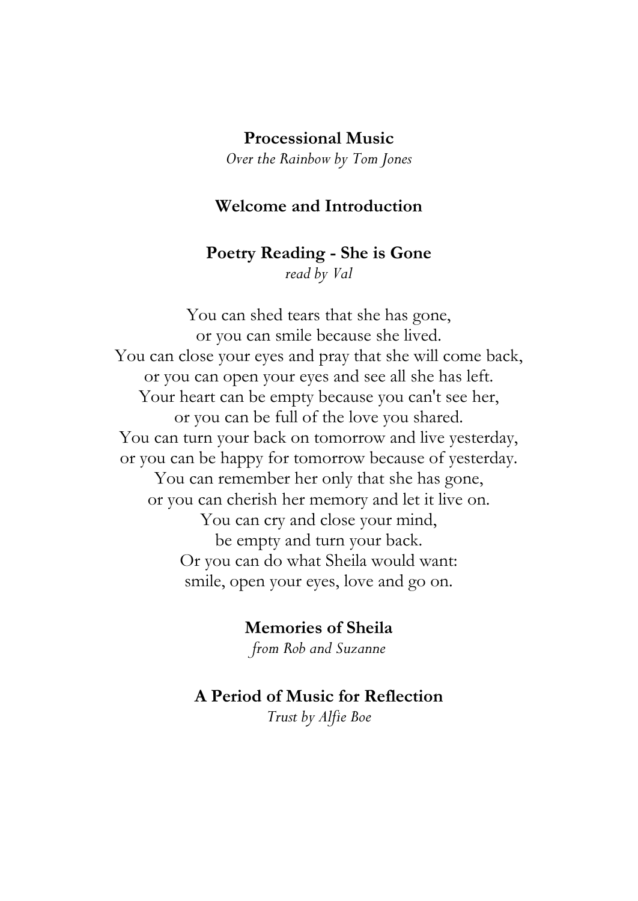**Processional Music**

*Over the Rainbow by Tom Jones*

**Welcome and Introduction**

**Poetry Reading - She is Gone**

*read by Val*

You can shed tears that she has gone,  
or you can smile because she lived.  
You can close your eyes and pray that she will come back,  
or you can open your eyes and see all she has left.  
Your heart can be empty because you can't see her,  
or you can be full of the love you shared.  
You can turn your back on tomorrow and live yesterday,  
or you can be happy for tomorrow because of yesterday.  
You can remember her only that she has gone,  
or you can cherish her memory and let it live on.  
You can cry and close your mind,  
be empty and turn your back.  
Or you can do what Sheila would want:  
smile, open your eyes, love and go on.

**Memories of Sheila**

*from Rob and Suzanne*

**A Period of Music for Reflection**

*Trust by Alfie Boe*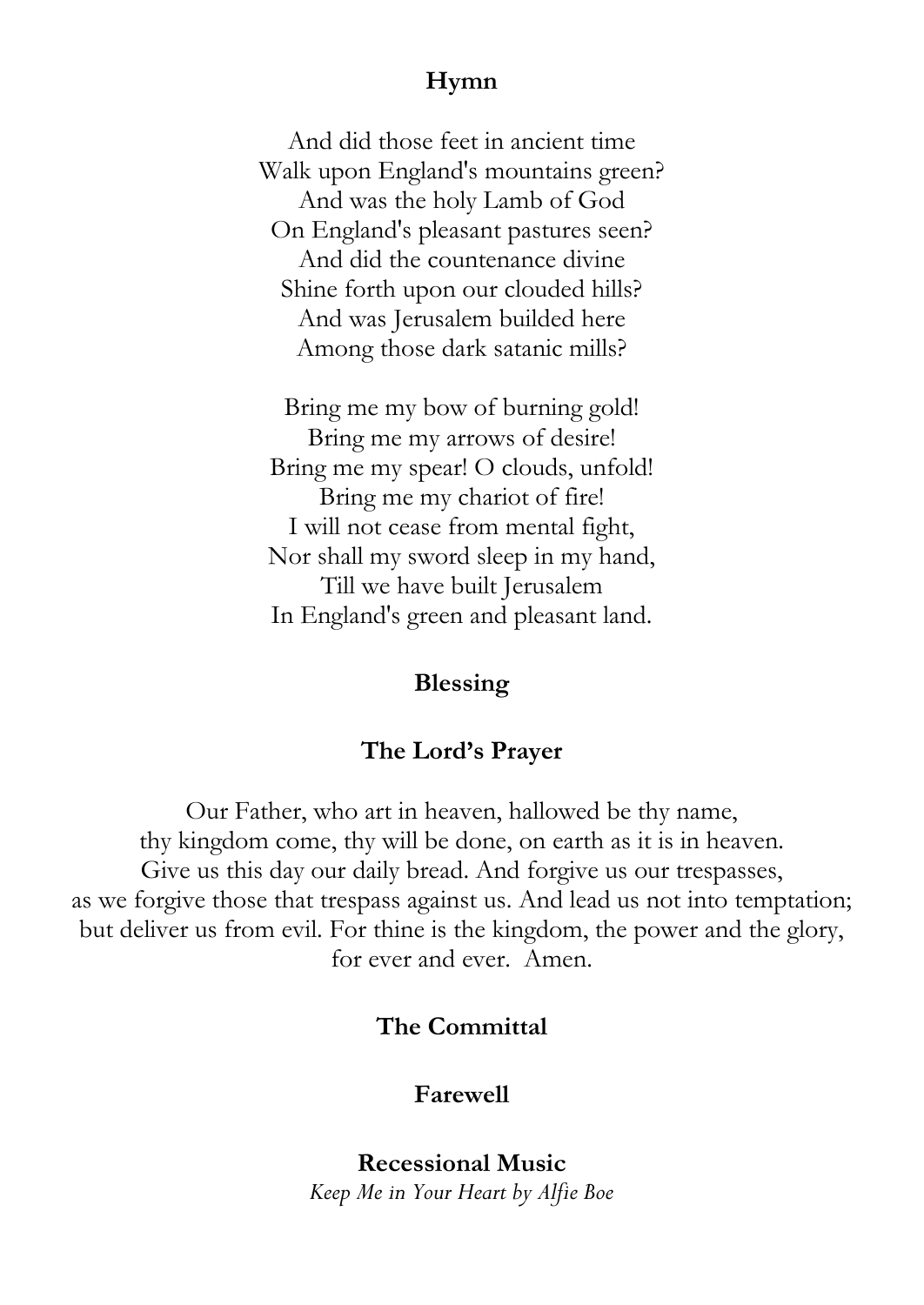**Hymn**

And did those feet in ancient time
Walk upon England's mountains green?
And was the holy Lamb of God
On England's pleasant pastures seen?
And did the countenance divine
Shine forth upon our clouded hills?
And was Jerusalem builded here
Among those dark satanic mills?

Bring me my bow of burning gold!
Bring me my arrows of desire!
Bring me my spear! O clouds, unfold!
Bring me my chariot of fire!
I will not cease from mental fight,
Nor shall my sword sleep in my hand,
Till we have built Jerusalem
In England's green and pleasant land.

**Blessing**

**The Lord's Prayer**

Our Father, who art in heaven, hallowed be thy name,
thy kingdom come, thy will be done, on earth as it is in heaven.
Give us this day our daily bread. And forgive us our trespasses,
as we forgive those that trespass against us. And lead us not into temptation;
but deliver us from evil. For thine is the kingdom, the power and the glory,
for ever and ever. Amen.

**The Committal**

**Farewell**

**Recessional Music**

*Keep Me in Your Heart by Alfie Boe*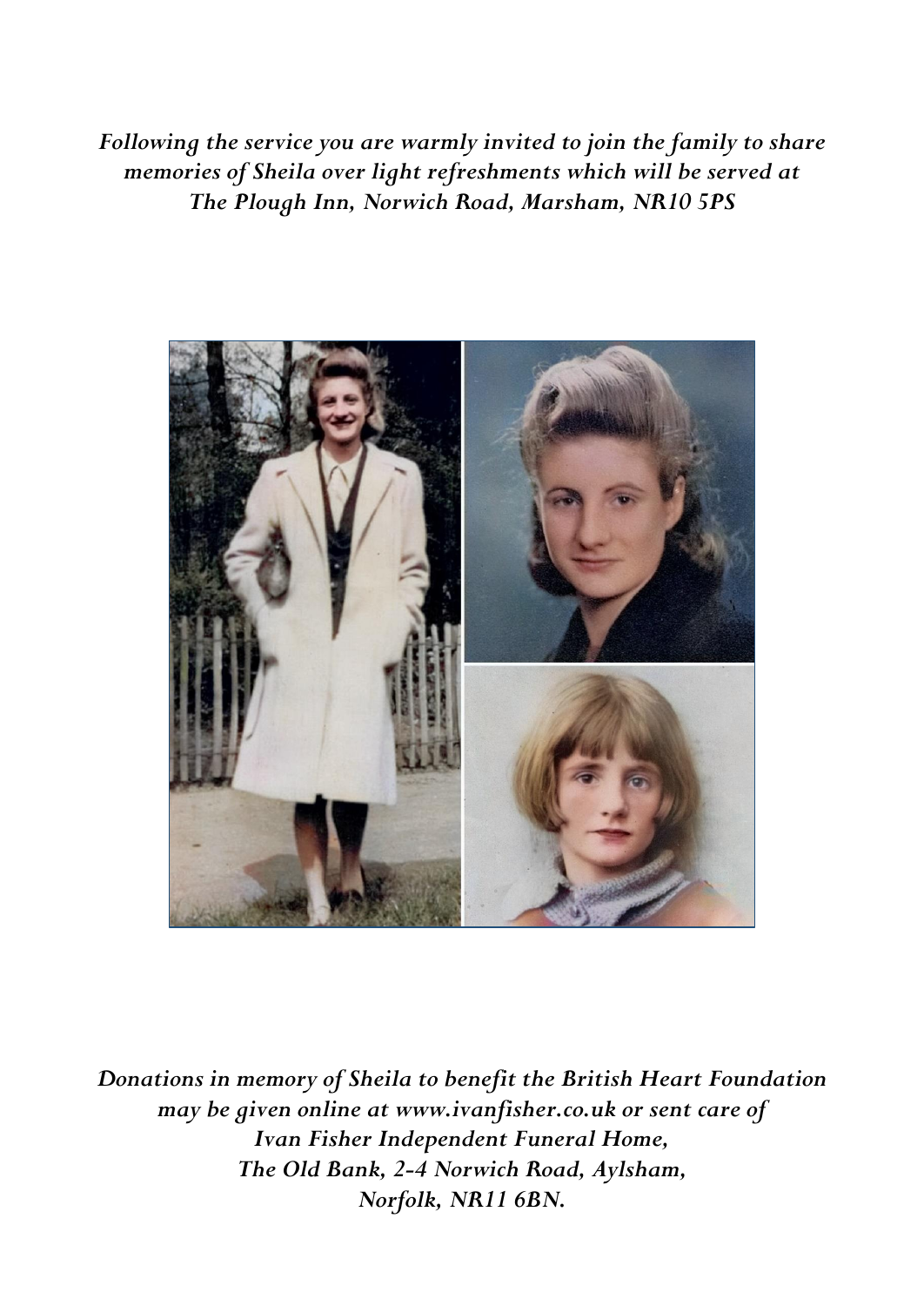*Following the service you are warmly invited to join the family to share memories of Sheila over light refreshments which will be served at The Plough Inn, Norwich Road, Marsham, NR10 5PS*

*Donations in memory of Sheila to benefit the British Heart Foundation may be given online at www.ivanfisher.co.uk or sent care of Ivan Fisher Independent Funeral Home, The Old Bank, 2-4 Norwich Road, Aylsham, Norfolk, NR11 6BN.*